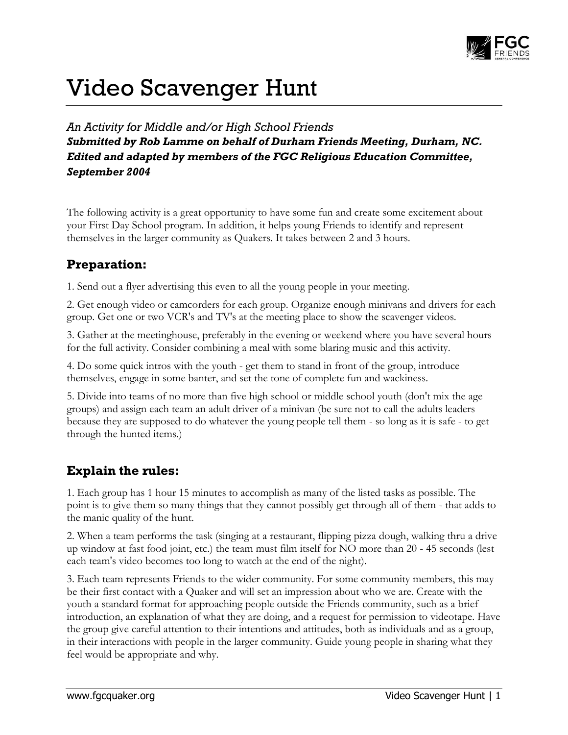# Video Scavenger Hunt

*An Activity for Middle and/or High School Friends*
***Submitted by Rob Lamme on behalf of Durham Friends Meeting, Durham, NC.***
***Edited and adapted by members of the FGC Religious Education Committee, September 2004***

The following activity is a great opportunity to have some fun and create some excitement about your First Day School program. In addition, it helps young Friends to identify and represent themselves in the larger community as Quakers. It takes between 2 and 3 hours.

## Preparation:

1. Send out a flyer advertising this even to all the young people in your meeting.

2. Get enough video or camcorders for each group. Organize enough minivans and drivers for each group. Get one or two VCR's and TV's at the meeting place to show the scavenger videos.

3. Gather at the meetinghouse, preferably in the evening or weekend where you have several hours for the full activity. Consider combining a meal with some blaring music and this activity.

4. Do some quick intros with the youth - get them to stand in front of the group, introduce themselves, engage in some banter, and set the tone of complete fun and wackiness.

5. Divide into teams of no more than five high school or middle school youth (don't mix the age groups) and assign each team an adult driver of a minivan (be sure not to call the adults leaders because they are supposed to do whatever the young people tell them - so long as it is safe - to get through the hunted items.)

## Explain the rules:

1. Each group has 1 hour 15 minutes to accomplish as many of the listed tasks as possible. The point is to give them so many things that they cannot possibly get through all of them - that adds to the manic quality of the hunt.

2. When a team performs the task (singing at a restaurant, flipping pizza dough, walking thru a drive up window at fast food joint, etc.) the team must film itself for NO more than 20 - 45 seconds (lest each team's video becomes too long to watch at the end of the night).

3. Each team represents Friends to the wider community. For some community members, this may be their first contact with a Quaker and will set an impression about who we are. Create with the youth a standard format for approaching people outside the Friends community, such as a brief introduction, an explanation of what they are doing, and a request for permission to videotape. Have the group give careful attention to their intentions and attitudes, both as individuals and as a group, in their interactions with people in the larger community. Guide young people in sharing what they feel would be appropriate and why.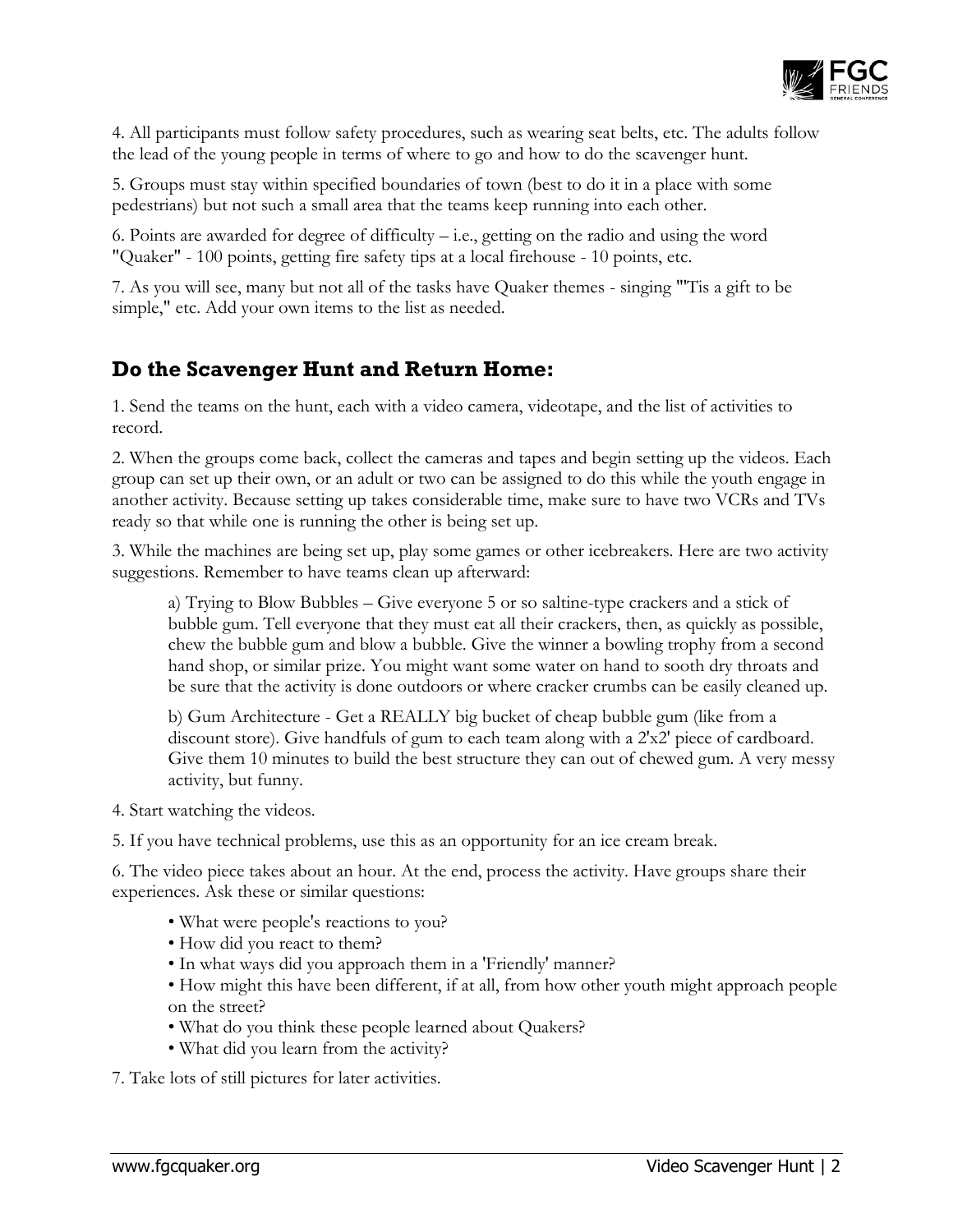4. All participants must follow safety procedures, such as wearing seat belts, etc. The adults follow the lead of the young people in terms of where to go and how to do the scavenger hunt.

5. Groups must stay within specified boundaries of town (best to do it in a place with some pedestrians) but not such a small area that the teams keep running into each other.

6. Points are awarded for degree of difficulty – i.e., getting on the radio and using the word "Quaker" - 100 points, getting fire safety tips at a local firehouse - 10 points, etc.

7. As you will see, many but not all of the tasks have Quaker themes - singing "'Tis a gift to be simple," etc. Add your own items to the list as needed.

## Do the Scavenger Hunt and Return Home:

1. Send the teams on the hunt, each with a video camera, videotape, and the list of activities to record.

2. When the groups come back, collect the cameras and tapes and begin setting up the videos. Each group can set up their own, or an adult or two can be assigned to do this while the youth engage in another activity. Because setting up takes considerable time, make sure to have two VCRs and TVs ready so that while one is running the other is being set up.

3. While the machines are being set up, play some games or other icebreakers. Here are two activity suggestions. Remember to have teams clean up afterward:

   a) Trying to Blow Bubbles – Give everyone 5 or so saltine-type crackers and a stick of bubble gum. Tell everyone that they must eat all their crackers, then, as quickly as possible, chew the bubble gum and blow a bubble. Give the winner a bowling trophy from a second hand shop, or similar prize. You might want some water on hand to sooth dry throats and be sure that the activity is done outdoors or where cracker crumbs can be easily cleaned up.

   b) Gum Architecture - Get a REALLY big bucket of cheap bubble gum (like from a discount store). Give handfuls of gum to each team along with a 2'x2' piece of cardboard. Give them 10 minutes to build the best structure they can out of chewed gum. A very messy activity, but funny.

4. Start watching the videos.

5. If you have technical problems, use this as an opportunity for an ice cream break.

6. The video piece takes about an hour. At the end, process the activity. Have groups share their experiences. Ask these or similar questions:

   - What were people's reactions to you?
   - How did you react to them?
   - In what ways did you approach them in a 'Friendly' manner?
   - How might this have been different, if at all, from how other youth might approach people on the street?
   - What do you think these people learned about Quakers?
   - What did you learn from the activity?

7. Take lots of still pictures for later activities.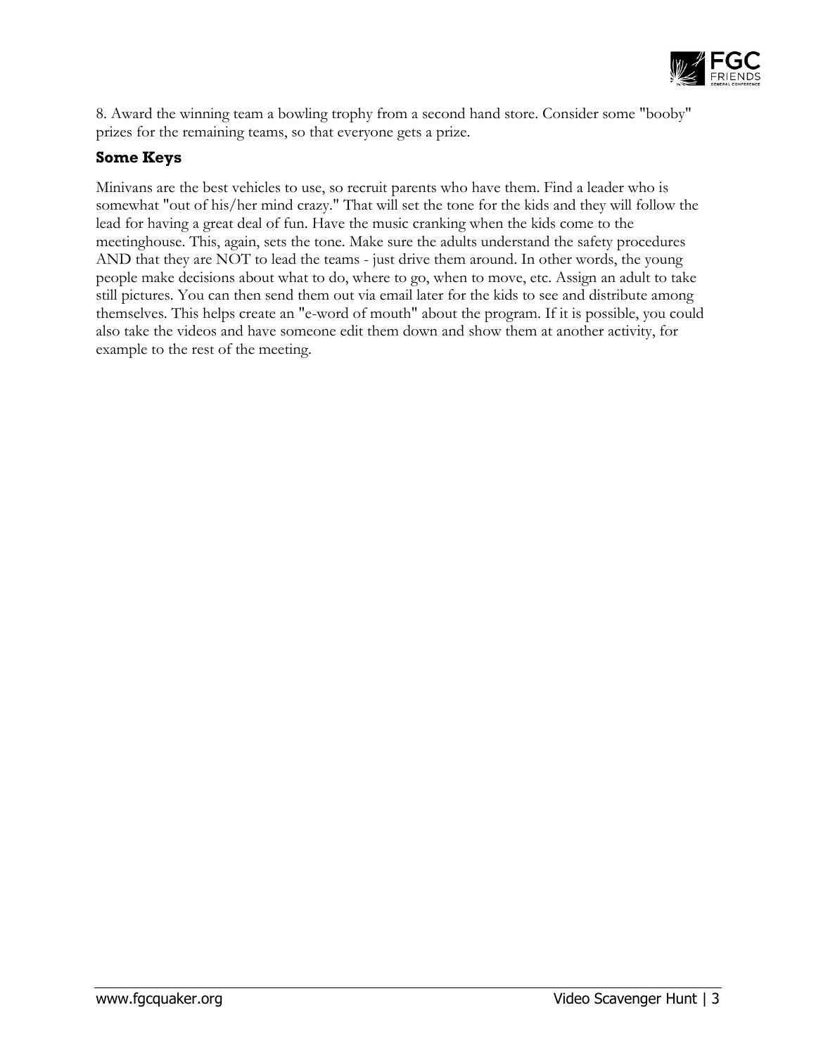8. Award the winning team a bowling trophy from a second hand store. Consider some "booby" prizes for the remaining teams, so that everyone gets a prize.

### Some Keys

Minivans are the best vehicles to use, so recruit parents who have them. Find a leader who is somewhat "out of his/her mind crazy." That will set the tone for the kids and they will follow the lead for having a great deal of fun. Have the music cranking when the kids come to the meetinghouse. This, again, sets the tone. Make sure the adults understand the safety procedures AND that they are NOT to lead the teams - just drive them around. In other words, the young people make decisions about what to do, where to go, when to move, etc. Assign an adult to take still pictures. You can then send them out via email later for the kids to see and distribute among themselves. This helps create an "e-word of mouth" about the program. If it is possible, you could also take the videos and have someone edit them down and show them at another activity, for example to the rest of the meeting.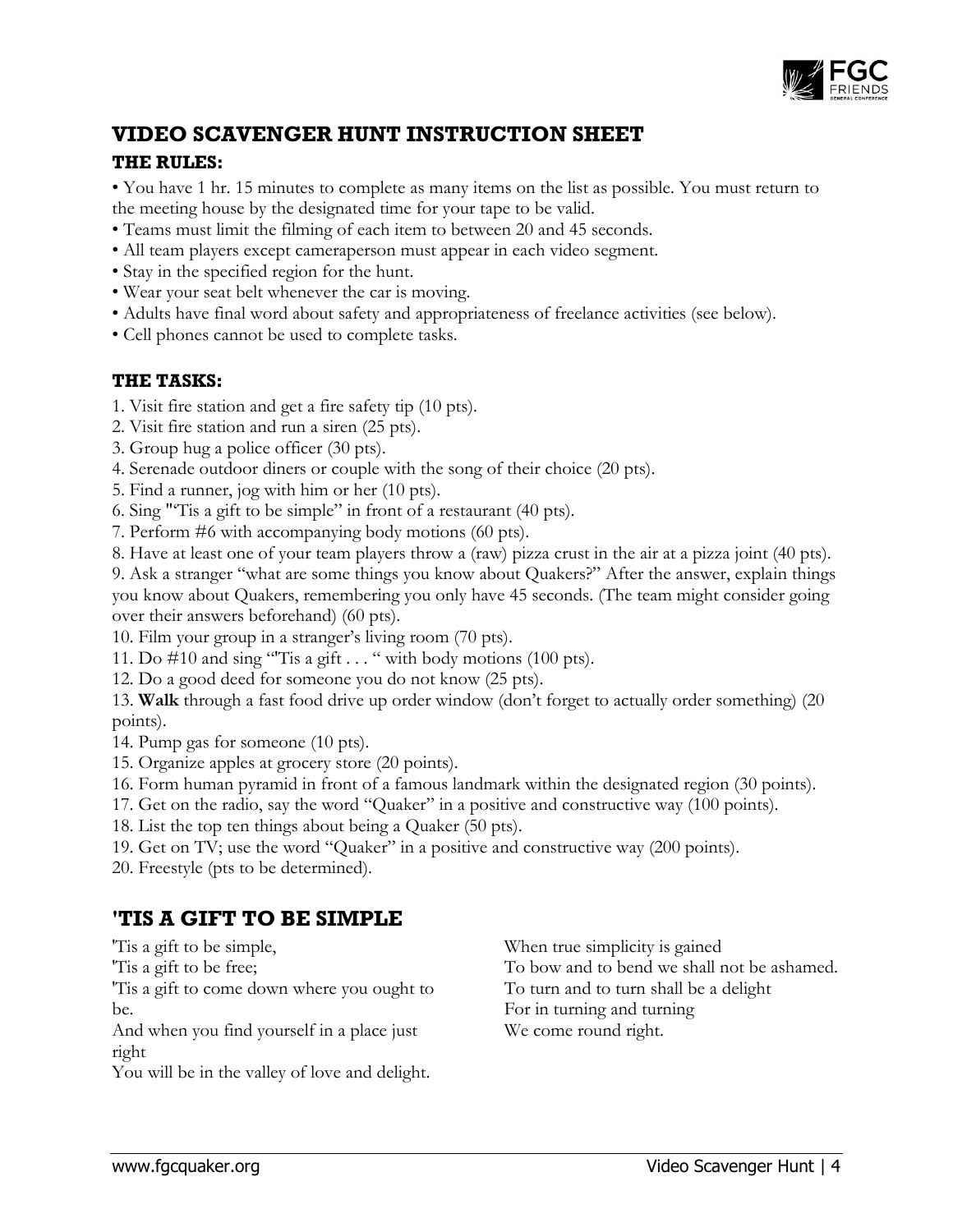## VIDEO SCAVENGER HUNT INSTRUCTION SHEET

### THE RULES:

- You have 1 hr. 15 minutes to complete as many items on the list as possible. You must return to the meeting house by the designated time for your tape to be valid.
- Teams must limit the filming of each item to between 20 and 45 seconds.
- All team players except cameraperson must appear in each video segment.
- Stay in the specified region for the hunt.
- Wear your seat belt whenever the car is moving.
- Adults have final word about safety and appropriateness of freelance activities (see below).
- Cell phones cannot be used to complete tasks.

### THE TASKS:

1. Visit fire station and get a fire safety tip (10 pts).
2. Visit fire station and run a siren (25 pts).
3. Group hug a police officer (30 pts).
4. Serenade outdoor diners or couple with the song of their choice (20 pts).
5. Find a runner, jog with him or her (10 pts).
6. Sing "'Tis a gift to be simple" in front of a restaurant (40 pts).
7. Perform #6 with accompanying body motions (60 pts).
8. Have at least one of your team players throw a (raw) pizza crust in the air at a pizza joint (40 pts).
9. Ask a stranger "what are some things you know about Quakers?" After the answer, explain things you know about Quakers, remembering you only have 45 seconds. (The team might consider going over their answers beforehand) (60 pts).
10. Film your group in a stranger's living room (70 pts).
11. Do #10 and sing "'Tis a gift . . . " with body motions (100 pts).
12. Do a good deed for someone you do not know (25 pts).
13. **Walk** through a fast food drive up order window (don't forget to actually order something) (20 points).
14. Pump gas for someone (10 pts).
15. Organize apples at grocery store (20 points).
16. Form human pyramid in front of a famous landmark within the designated region (30 points).
17. Get on the radio, say the word "Quaker" in a positive and constructive way (100 points).
18. List the top ten things about being a Quaker (50 pts).
19. Get on TV; use the word "Quaker" in a positive and constructive way (200 points).
20. Freestyle (pts to be determined).

## 'TIS A GIFT TO BE SIMPLE

'Tis a gift to be simple,
'Tis a gift to be free;
'Tis a gift to come down where you ought to be.
And when you find yourself in a place just right
You will be in the valley of love and delight.

When true simplicity is gained
To bow and to bend we shall not be ashamed.
To turn and to turn shall be a delight
For in turning and turning
We come round right.